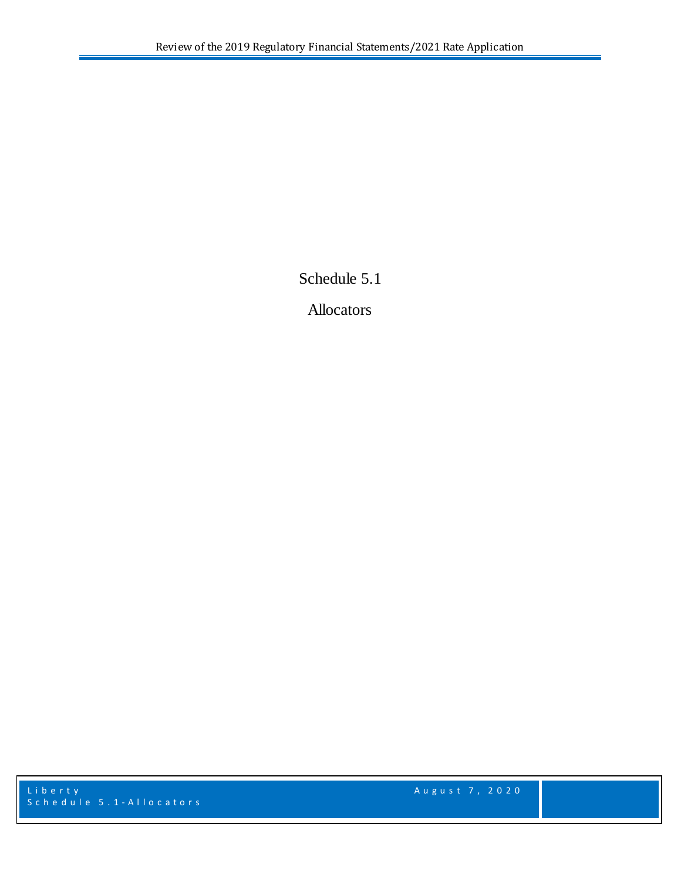# Schedule 5.1

# Allocators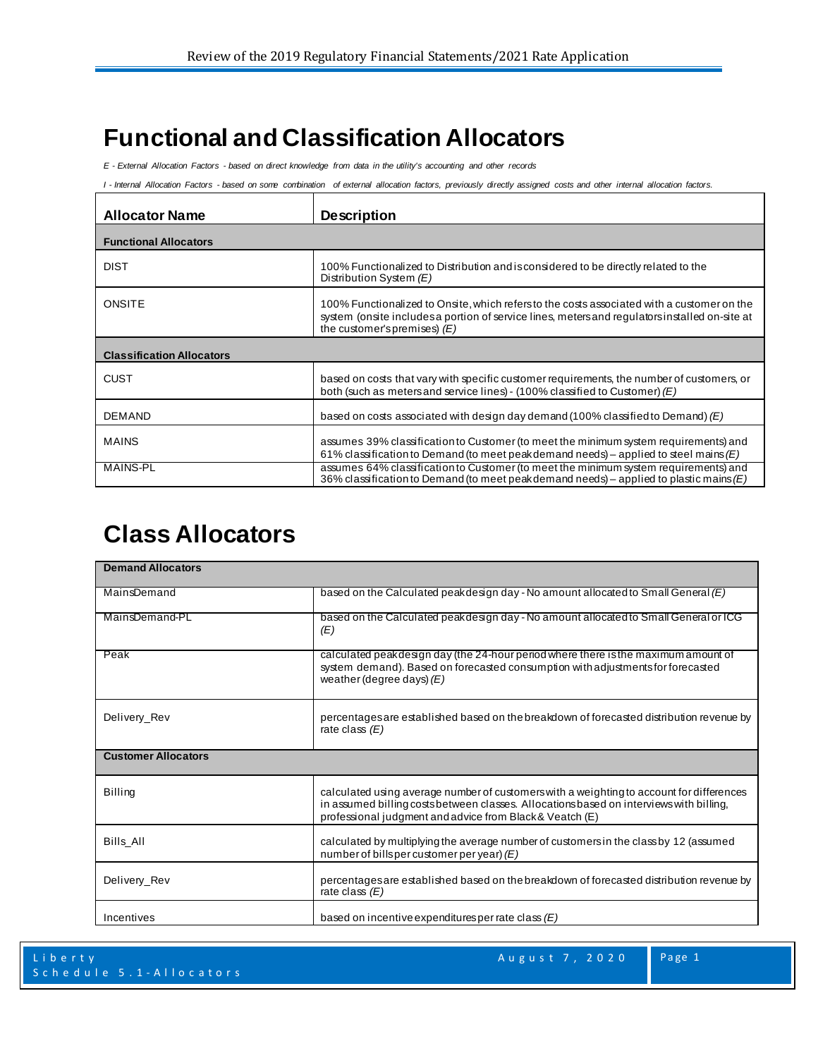# Functional and Classification Allocators

*E - External Allocation Factors - based on direct knowledge from data in the utility's accounting and other records*

*I - Internal Allocation Factors - based on some combination of external allocation factors, previously directly assigned costs and other internal allocation factors.*

| Allocator Name | Description |
|---|---|
| **Functional Allocators** | |
| DIST | 100% Functionalized to Distribution and is considered to be directly related to the Distribution System *(E)* |
| ONSITE | 100% Functionalized to Onsite, which refers to the costs associated with a customer on the system (onsite includes a portion of service lines, meters and regulators installed on-site at the customer's premises) *(E)* |
| **Classification Allocators** | |
| CUST | based on costs that vary with specific customer requirements, the number of customers, or both (such as meters and service lines) - (100% classified to Customer) *(E)* |
| DEMAND | based on costs associated with design day demand (100% classified to Demand) *(E)* |
| MAINS | assumes 39% classification to Customer (to meet the minimum system requirements) and 61% classification to Demand (to meet peak demand needs) – applied to steel mains *(E)* |
| MAINS-PL | assumes 64% classification to Customer (to meet the minimum system requirements) and 36% classification to Demand (to meet peak demand needs) – applied to plastic mains *(E)* |

# Class Allocators

| | |
|---|---|
| **Demand Allocators** | |
| MainsDemand | based on the Calculated peak design day - No amount allocated to Small General *(E)* |
| MainsDemand-PL | based on the Calculated peak design day - No amount allocated to Small General or ICG *(E)* |
| Peak | calculated peak design day (the 24-hour period where there is the maximum amount of system demand). Based on forecasted consumption with adjustments for forecasted weather (degree days) *(E)* |
| Delivery_Rev | percentages are established based on the breakdown of forecasted distribution revenue by rate class *(E)* |
| **Customer Allocators** | |
| Billing | calculated using average number of customers with a weighting to account for differences in assumed billing costs between classes. Allocations based on interviews with billing, professional judgment and advice from Black & Veatch (E) |
| Bills_All | calculated by multiplying the average number of customers in the class by 12 (assumed number of bills per customer per year) *(E)* |
| Delivery_Rev | percentages are established based on the breakdown of forecasted distribution revenue by rate class *(E)* |
| Incentives | based on incentive expenditures per rate class *(E)* |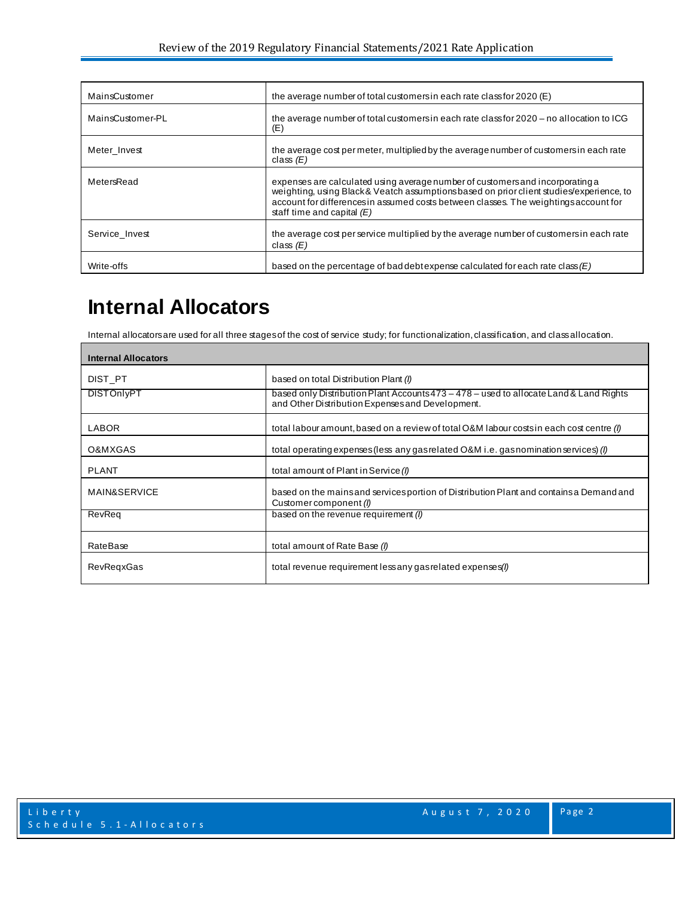| | |
|---|---|
| MainsCustomer | the average number of total customers in each rate class for 2020 (E) |
| MainsCustomer-PL | the average number of total customers in each rate class for 2020 – no allocation to ICG (E) |
| Meter_Invest | the average cost per meter, multiplied by the average number of customers in each rate class *(E)* |
| MetersRead | expenses are calculated using average number of customers and incorporating a weighting, using Black & Veatch assumptions based on prior client studies/experience, to account for differences in assumed costs between classes. The weightings account for staff time and capital *(E)* |
| Service_Invest | the average cost per service multiplied by the average number of customers in each rate class *(E)* |
| Write-offs | based on the percentage of bad debt expense calculated for each rate class *(E)* |

# Internal Allocators

Internal allocators are used for all three stages of the cost of service study; for functionalization, classification, and class allocation.

| **Internal Allocators** | |
|---|---|
| DIST_PT | based on total Distribution Plant *(I)* |
| DISTOnlyPT | based only Distribution Plant Accounts 473 – 478 – used to allocate Land & Land Rights and Other Distribution Expenses and Development. |
| LABOR | total labour amount, based on a review of total O&M labour costs in each cost centre *(I)* |
| O&MXGAS | total operating expenses (less any gas related O&M i.e. gas nomination services) *(I)* |
| PLANT | total amount of Plant in Service *(I)* |
| MAIN&SERVICE | based on the mains and services portion of Distribution Plant and contains a Demand and Customer component *(I)* |
| RevReq | based on the revenue requirement *(I)* |
| RateBase | total amount of Rate Base *(I)* |
| RevReqxGas | total revenue requirement less any gas related expenses *(I)* |